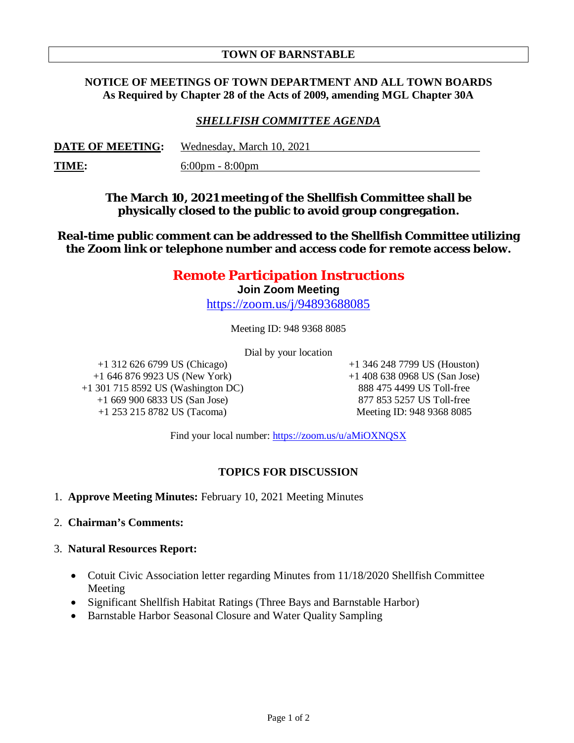# TOWN OF BARNSTABLE

**NOTICE OF MEETINGS OF TOWN DEPARTMENT AND ALL TOWN BOARDS**
**As Required by Chapter 28 of the Acts of 2009, amending MGL Chapter 30A**

## *SHELLFISH COMMITTEE AGENDA*

**DATE OF MEETING:** Wednesday, March 10, 2021

**TIME:** 6:00pm - 8:00pm

**The March 10, 2021 meeting of the Shellfish Committee shall be physically closed to the public to avoid group congregation.**

**Real-time public comment can be addressed to the Shellfish Committee utilizing the Zoom link or telephone number and access code for remote access below.**

## Remote Participation Instructions

**Join Zoom Meeting**

https://zoom.us/j/94893688085

Meeting ID: 948 9368 8085

Dial by your location

+1 312 626 6799 US (Chicago)
+1 646 876 9923 US (New York)
+1 301 715 8592 US (Washington DC)
+1 669 900 6833 US (San Jose)
+1 253 215 8782 US (Tacoma)
+1 346 248 7799 US (Houston)
+1 408 638 0968 US (San Jose)
888 475 4499 US Toll-free
877 853 5257 US Toll-free
Meeting ID: 948 9368 8085

Find your local number: https://zoom.us/u/aMiOXNQSX

## TOPICS FOR DISCUSSION

1. **Approve Meeting Minutes:** February 10, 2021 Meeting Minutes

2. **Chairman's Comments:**

3. **Natural Resources Report:**

- Cotuit Civic Association letter regarding Minutes from 11/18/2020 Shellfish Committee Meeting
- Significant Shellfish Habitat Ratings (Three Bays and Barnstable Harbor)
- Barnstable Harbor Seasonal Closure and Water Quality Sampling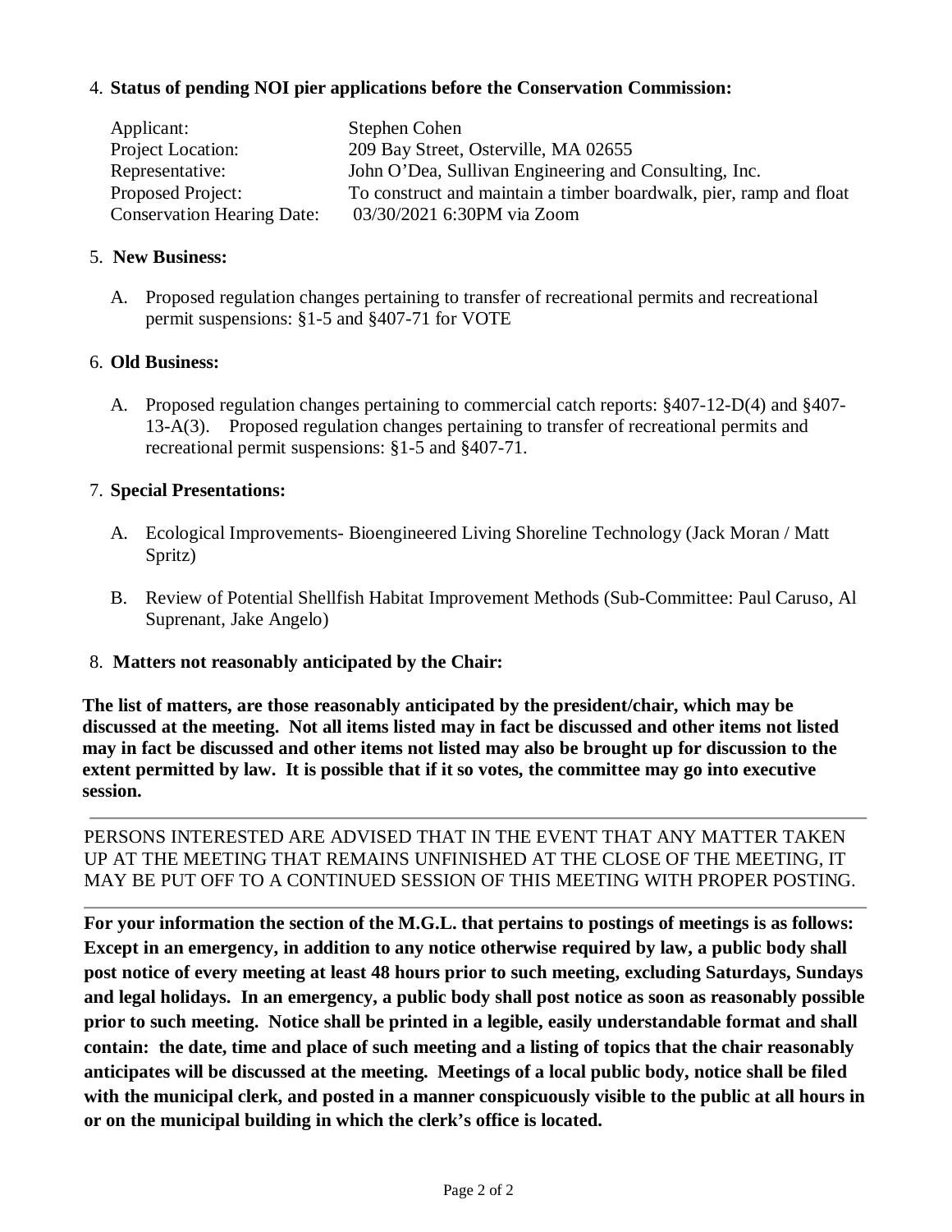4. **Status of pending NOI pier applications before the Conservation Commission:**

| | |
|---|---|
| Applicant: | Stephen Cohen |
| Project Location: | 209 Bay Street, Osterville, MA 02655 |
| Representative: | John O'Dea, Sullivan Engineering and Consulting, Inc. |
| Proposed Project: | To construct and maintain a timber boardwalk, pier, ramp and float |
| Conservation Hearing Date: | 03/30/2021 6:30PM via Zoom |

5. **New Business:**

   A. Proposed regulation changes pertaining to transfer of recreational permits and recreational permit suspensions: §1-5 and §407-71 for VOTE

6. **Old Business:**

   A. Proposed regulation changes pertaining to commercial catch reports: §407-12-D(4) and §407-13-A(3). Proposed regulation changes pertaining to transfer of recreational permits and recreational permit suspensions: §1-5 and §407-71.

7. **Special Presentations:**

   A. Ecological Improvements- Bioengineered Living Shoreline Technology (Jack Moran / Matt Spritz)

   B. Review of Potential Shellfish Habitat Improvement Methods (Sub-Committee: Paul Caruso, Al Suprenant, Jake Angelo)

8. **Matters not reasonably anticipated by the Chair:**

**The list of matters, are those reasonably anticipated by the president/chair, which may be discussed at the meeting. Not all items listed may in fact be discussed and other items not listed may in fact be discussed and other items not listed may also be brought up for discussion to the extent permitted by law. It is possible that if it so votes, the committee may go into executive session.**

---

PERSONS INTERESTED ARE ADVISED THAT IN THE EVENT THAT ANY MATTER TAKEN UP AT THE MEETING THAT REMAINS UNFINISHED AT THE CLOSE OF THE MEETING, IT MAY BE PUT OFF TO A CONTINUED SESSION OF THIS MEETING WITH PROPER POSTING.

---

**For your information the section of the M.G.L. that pertains to postings of meetings is as follows: Except in an emergency, in addition to any notice otherwise required by law, a public body shall post notice of every meeting at least 48 hours prior to such meeting, excluding Saturdays, Sundays and legal holidays. In an emergency, a public body shall post notice as soon as reasonably possible prior to such meeting. Notice shall be printed in a legible, easily understandable format and shall contain: the date, time and place of such meeting and a listing of topics that the chair reasonably anticipates will be discussed at the meeting. Meetings of a local public body, notice shall be filed with the municipal clerk, and posted in a manner conspicuously visible to the public at all hours in or on the municipal building in which the clerk's office is located.**